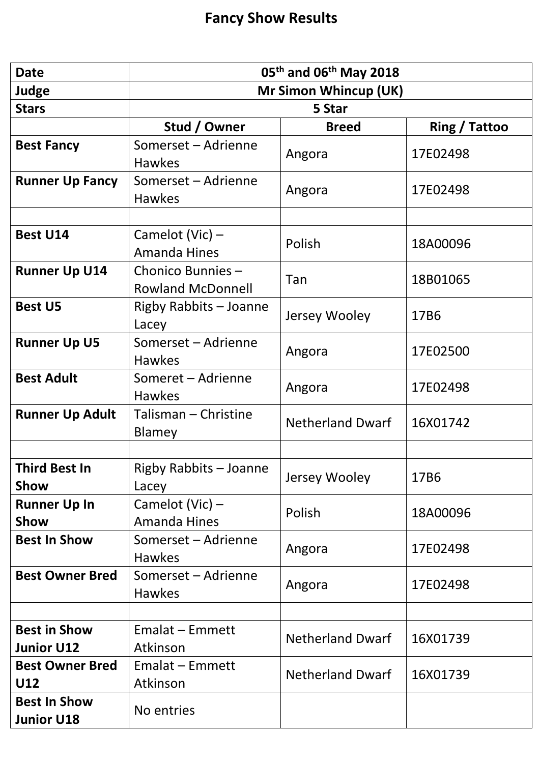# Fancy Show Results

| Date | 05th and 06th May 2018 | | |
|---|---|---|---|
| Judge | Mr Simon Whincup (UK) | | |
| Stars | 5 Star | | |
| | Stud / Owner | Breed | Ring / Tattoo |
| Best Fancy | Somerset – Adrienne Hawkes | Angora | 17E02498 |
| Runner Up Fancy | Somerset – Adrienne Hawkes | Angora | 17E02498 |
| | | | |
| Best U14 | Camelot (Vic) – Amanda Hines | Polish | 18A00096 |
| Runner Up U14 | Chonico Bunnies – Rowland McDonnell | Tan | 18B01065 |
| Best U5 | Rigby Rabbits – Joanne Lacey | Jersey Wooley | 17B6 |
| Runner Up U5 | Somerset – Adrienne Hawkes | Angora | 17E02500 |
| Best Adult | Someret – Adrienne Hawkes | Angora | 17E02498 |
| Runner Up Adult | Talisman – Christine Blamey | Netherland Dwarf | 16X01742 |
| | | | |
| Third Best In Show | Rigby Rabbits – Joanne Lacey | Jersey Wooley | 17B6 |
| Runner Up In Show | Camelot (Vic) – Amanda Hines | Polish | 18A00096 |
| Best In Show | Somerset – Adrienne Hawkes | Angora | 17E02498 |
| Best Owner Bred | Somerset – Adrienne Hawkes | Angora | 17E02498 |
| | | | |
| Best in Show Junior U12 | Emalat – Emmett Atkinson | Netherland Dwarf | 16X01739 |
| Best Owner Bred U12 | Emalat – Emmett Atkinson | Netherland Dwarf | 16X01739 |
| Best In Show Junior U18 | No entries | | |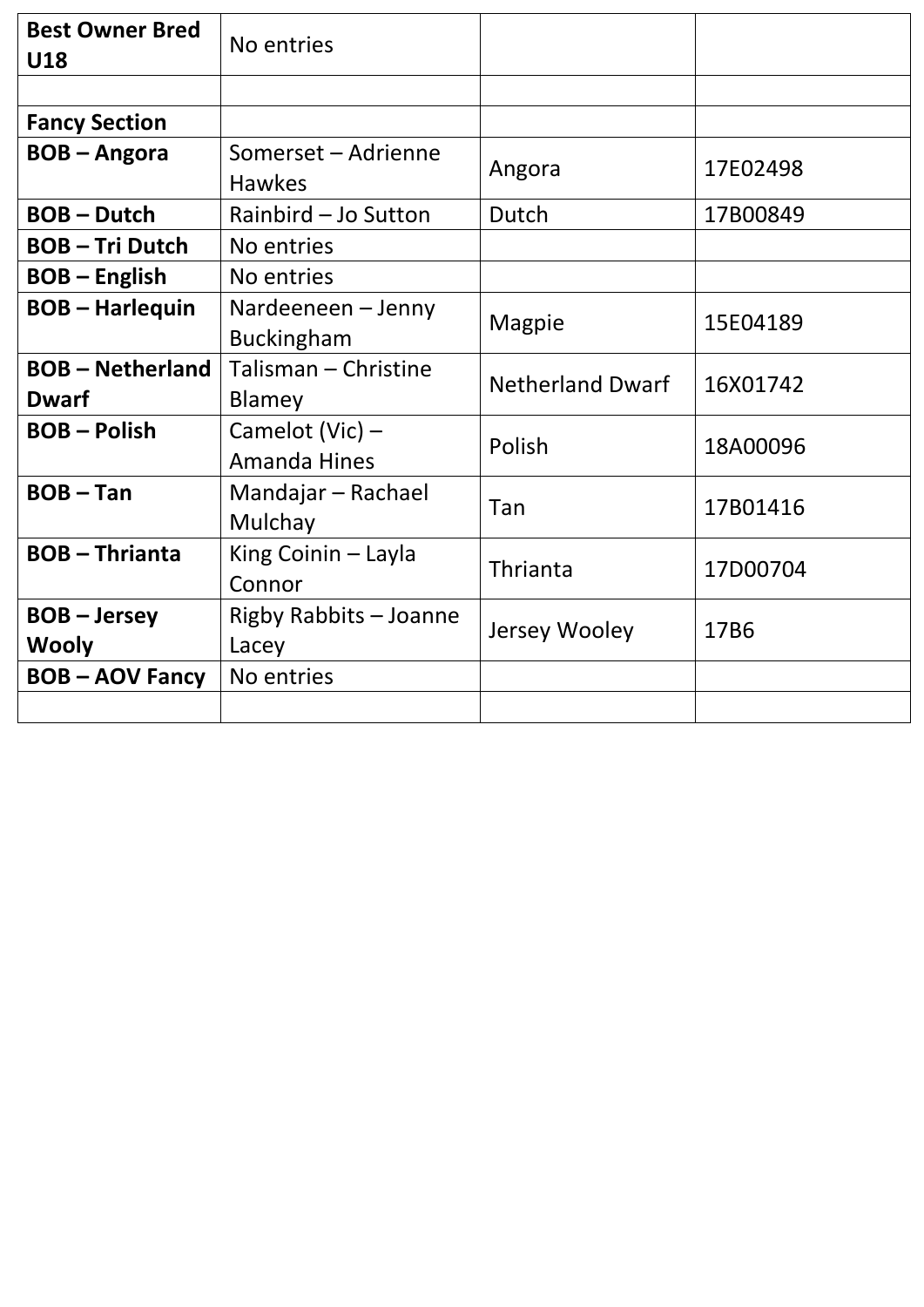| | | | |
|---|---|---|---|
| **Best Owner Bred U18** | No entries | | |
| | | | |
| **Fancy Section** | | | |
| **BOB – Angora** | Somerset – Adrienne Hawkes | Angora | 17E02498 |
| **BOB – Dutch** | Rainbird – Jo Sutton | Dutch | 17B00849 |
| **BOB – Tri Dutch** | No entries | | |
| **BOB – English** | No entries | | |
| **BOB – Harlequin** | Nardeeneen – Jenny Buckingham | Magpie | 15E04189 |
| **BOB – Netherland Dwarf** | Talisman – Christine Blamey | Netherland Dwarf | 16X01742 |
| **BOB – Polish** | Camelot (Vic) – Amanda Hines | Polish | 18A00096 |
| **BOB – Tan** | Mandajar – Rachael Mulchay | Tan | 17B01416 |
| **BOB – Thrianta** | King Coinin – Layla Connor | Thrianta | 17D00704 |
| **BOB – Jersey Wooly** | Rigby Rabbits – Joanne Lacey | Jersey Wooley | 17B6 |
| **BOB – AOV Fancy** | No entries | | |
| | | | |